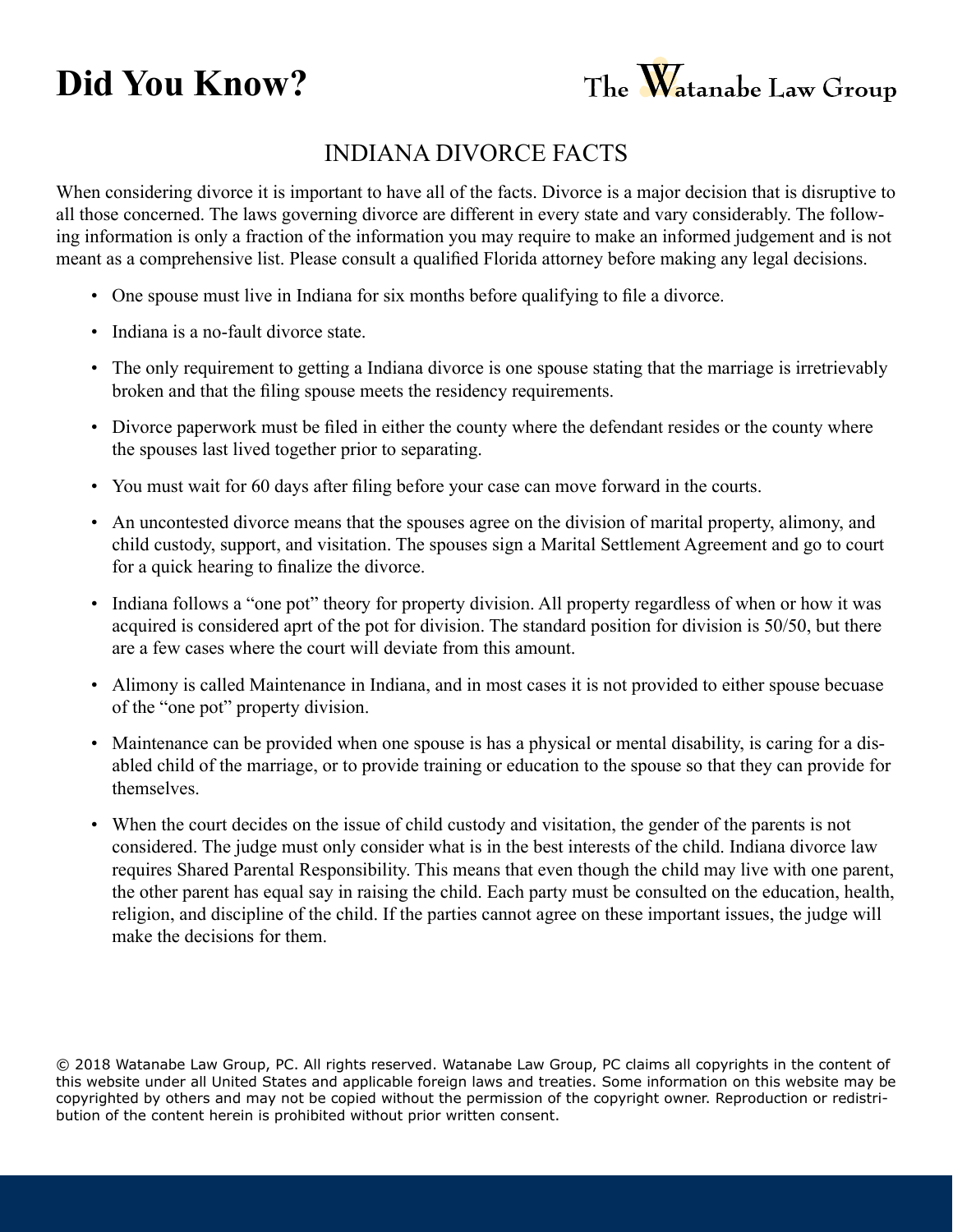# Did You Know?

The Watanabe Law Group

## INDIANA DIVORCE FACTS

When considering divorce it is important to have all of the facts. Divorce is a major decision that is disruptive to all those concerned. The laws governing divorce are different in every state and vary considerably. The following information is only a fraction of the information you may require to make an informed judgement and is not meant as a comprehensive list. Please consult a qualified Florida attorney before making any legal decisions.

- One spouse must live in Indiana for six months before qualifying to file a divorce.
- Indiana is a no-fault divorce state.
- The only requirement to getting a Indiana divorce is one spouse stating that the marriage is irretrievably broken and that the filing spouse meets the residency requirements.
- Divorce paperwork must be filed in either the county where the defendant resides or the county where the spouses last lived together prior to separating.
- You must wait for 60 days after filing before your case can move forward in the courts.
- An uncontested divorce means that the spouses agree on the division of marital property, alimony, and child custody, support, and visitation. The spouses sign a Marital Settlement Agreement and go to court for a quick hearing to finalize the divorce.
- Indiana follows a "one pot" theory for property division. All property regardless of when or how it was acquired is considered aprt of the pot for division. The standard position for division is 50/50, but there are a few cases where the court will deviate from this amount.
- Alimony is called Maintenance in Indiana, and in most cases it is not provided to either spouse becuase of the "one pot" property division.
- Maintenance can be provided when one spouse is has a physical or mental disability, is caring for a disabled child of the marriage, or to provide training or education to the spouse so that they can provide for themselves.
- When the court decides on the issue of child custody and visitation, the gender of the parents is not considered. The judge must only consider what is in the best interests of the child. Indiana divorce law requires Shared Parental Responsibility. This means that even though the child may live with one parent, the other parent has equal say in raising the child. Each party must be consulted on the education, health, religion, and discipline of the child. If the parties cannot agree on these important issues, the judge will make the decisions for them.

© 2018 Watanabe Law Group, PC. All rights reserved. Watanabe Law Group, PC claims all copyrights in the content of this website under all United States and applicable foreign laws and treaties. Some information on this website may be copyrighted by others and may not be copied without the permission of the copyright owner. Reproduction or redistribution of the content herein is prohibited without prior written consent.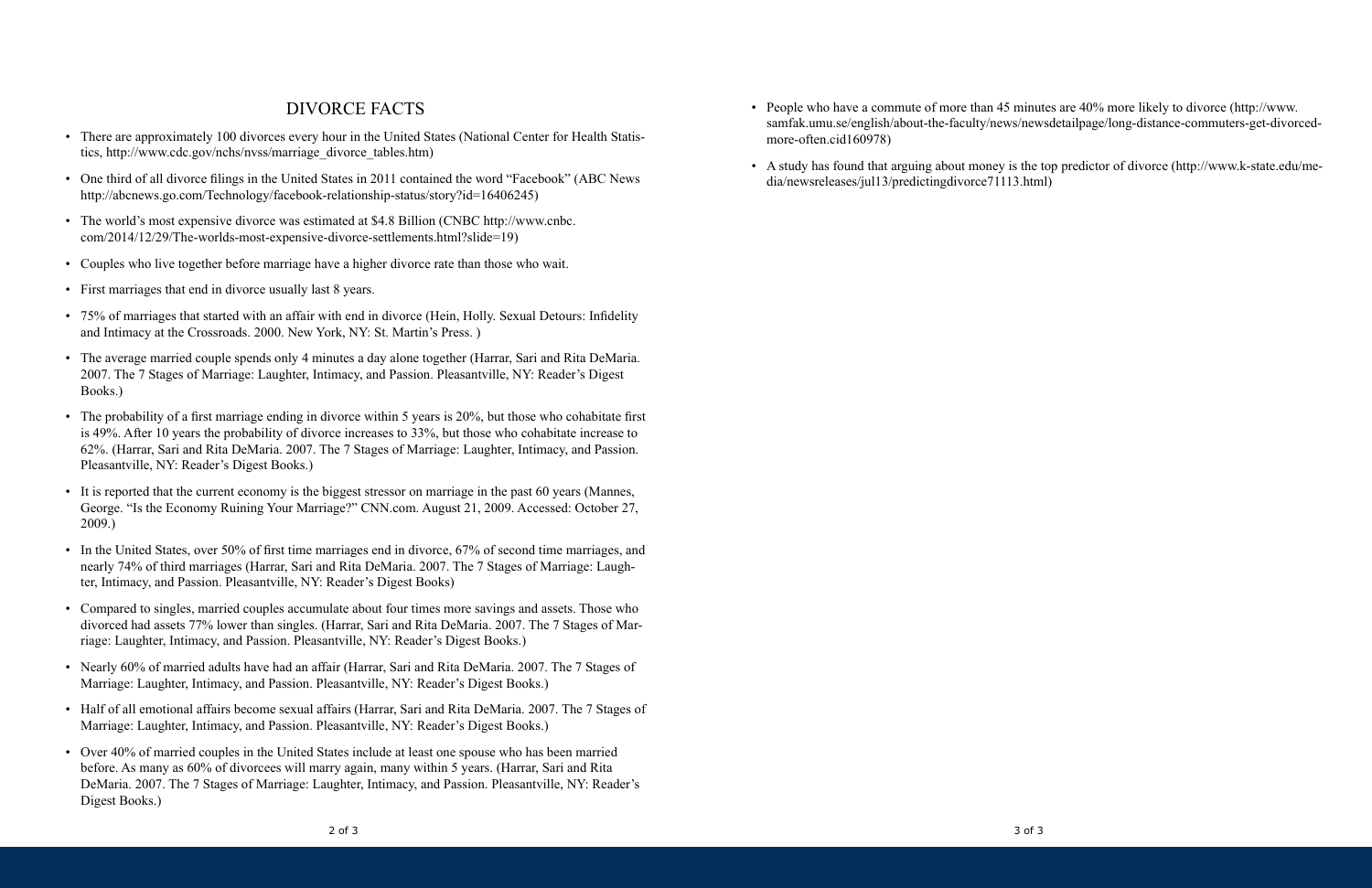# DIVORCE FACTS

- There are approximately 100 divorces every hour in the United States (National Center for Health Statistics, http://www.cdc.gov/nchs/nvss/marriage_divorce_tables.htm)
- One third of all divorce filings in the United States in 2011 contained the word "Facebook" (ABC News http://abcnews.go.com/Technology/facebook-relationship-status/story?id=16406245)
- The world's most expensive divorce was estimated at $4.8 Billion (CNBC http://www.cnbc.com/2014/12/29/The-worlds-most-expensive-divorce-settlements.html?slide=19)
- Couples who live together before marriage have a higher divorce rate than those who wait.
- First marriages that end in divorce usually last 8 years.
- 75% of marriages that started with an affair with end in divorce (Hein, Holly. Sexual Detours: Infidelity and Intimacy at the Crossroads. 2000. New York, NY: St. Martin's Press. )
- The average married couple spends only 4 minutes a day alone together (Harrar, Sari and Rita DeMaria. 2007. The 7 Stages of Marriage: Laughter, Intimacy, and Passion. Pleasantville, NY: Reader's Digest Books.)
- The probability of a first marriage ending in divorce within 5 years is 20%, but those who cohabitate first is 49%. After 10 years the probability of divorce increases to 33%, but those who cohabitate increase to 62%. (Harrar, Sari and Rita DeMaria. 2007. The 7 Stages of Marriage: Laughter, Intimacy, and Passion. Pleasantville, NY: Reader's Digest Books.)
- It is reported that the current economy is the biggest stressor on marriage in the past 60 years (Mannes, George. "Is the Economy Ruining Your Marriage?" CNN.com. August 21, 2009. Accessed: October 27, 2009.)
- In the United States, over 50% of first time marriages end in divorce, 67% of second time marriages, and nearly 74% of third marriages (Harrar, Sari and Rita DeMaria. 2007. The 7 Stages of Marriage: Laughter, Intimacy, and Passion. Pleasantville, NY: Reader's Digest Books)
- Compared to singles, married couples accumulate about four times more savings and assets. Those who divorced had assets 77% lower than singles. (Harrar, Sari and Rita DeMaria. 2007. The 7 Stages of Marriage: Laughter, Intimacy, and Passion. Pleasantville, NY: Reader's Digest Books.)
- Nearly 60% of married adults have had an affair (Harrar, Sari and Rita DeMaria. 2007. The 7 Stages of Marriage: Laughter, Intimacy, and Passion. Pleasantville, NY: Reader's Digest Books.)
- Half of all emotional affairs become sexual affairs (Harrar, Sari and Rita DeMaria. 2007. The 7 Stages of Marriage: Laughter, Intimacy, and Passion. Pleasantville, NY: Reader's Digest Books.)
- Over 40% of married couples in the United States include at least one spouse who has been married before. As many as 60% of divorcees will marry again, many within 5 years. (Harrar, Sari and Rita DeMaria. 2007. The 7 Stages of Marriage: Laughter, Intimacy, and Passion. Pleasantville, NY: Reader's Digest Books.)
- People who have a commute of more than 45 minutes are 40% more likely to divorce (http://www.samfak.umu.se/english/about-the-faculty/news/newsdetailpage/long-distance-commuters-get-divorced-more-often.cid160978)
- A study has found that arguing about money is the top predictor of divorce (http://www.k-state.edu/media/newsreleases/jul13/predictingdivorce71113.html)